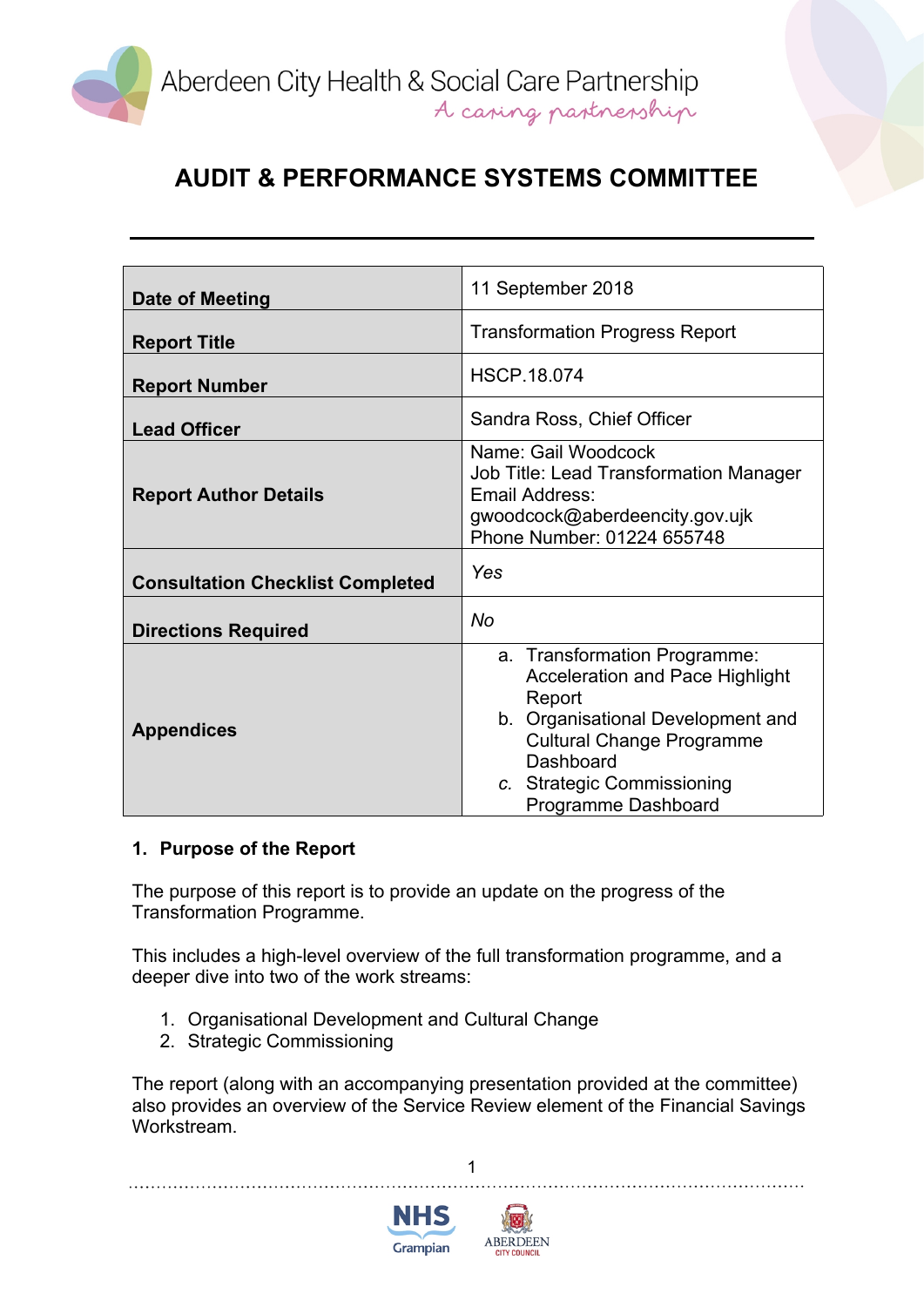Aberdeen City Health & Social Care Partnership

*A caring partnership*

# AUDIT & PERFORMANCE SYSTEMS COMMITTEE

| | |
|---|---|
| **Date of Meeting** | 11 September 2018 |
| **Report Title** | Transformation Progress Report |
| **Report Number** | HSCP.18.074 |
| **Lead Officer** | Sandra Ross, Chief Officer |
| **Report Author Details** | Name: Gail Woodcock<br>Job Title: Lead Transformation Manager<br>Email Address: gwoodcock@aberdeencity.gov.ujk<br>Phone Number: 01224 655748 |
| **Consultation Checklist Completed** | *Yes* |
| **Directions Required** | *No* |
| **Appendices** | a. Transformation Programme: Acceleration and Pace Highlight Report<br>b. Organisational Development and Cultural Change Programme Dashboard<br>*c.* Strategic Commissioning Programme Dashboard |

## 1. Purpose of the Report

The purpose of this report is to provide an update on the progress of the Transformation Programme.

This includes a high-level overview of the full transformation programme, and a deeper dive into two of the work streams:

1. Organisational Development and Cultural Change
2. Strategic Commissioning

The report (along with an accompanying presentation provided at the committee) also provides an overview of the Service Review element of the Financial Savings Workstream.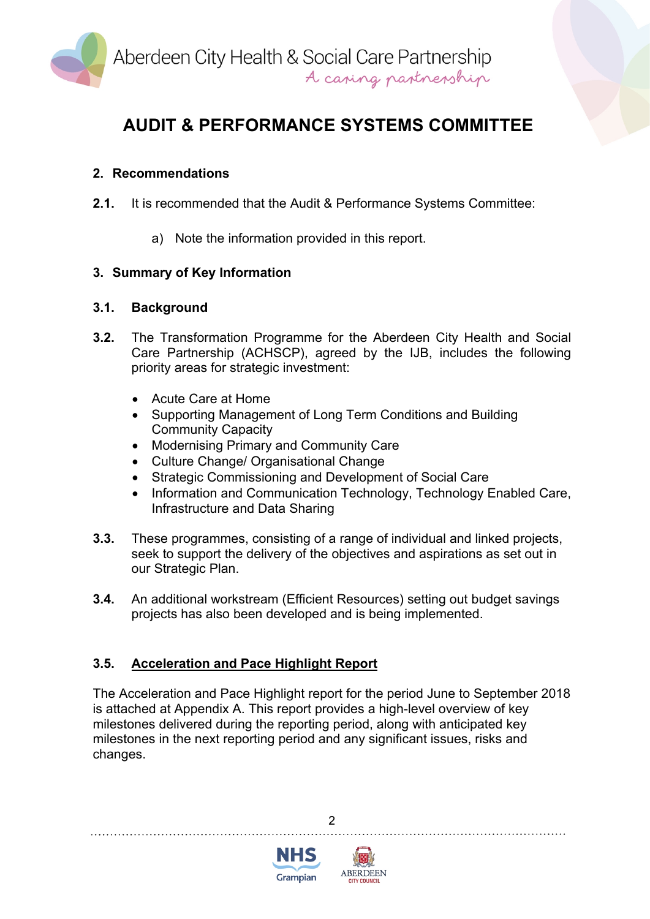# AUDIT & PERFORMANCE SYSTEMS COMMITTEE

## 2. Recommendations

**2.1.** It is recommended that the Audit & Performance Systems Committee:

a) Note the information provided in this report.

## 3. Summary of Key Information

### 3.1. Background

**3.2.** The Transformation Programme for the Aberdeen City Health and Social Care Partnership (ACHSCP), agreed by the IJB, includes the following priority areas for strategic investment:

- Acute Care at Home
- Supporting Management of Long Term Conditions and Building Community Capacity
- Modernising Primary and Community Care
- Culture Change/ Organisational Change
- Strategic Commissioning and Development of Social Care
- Information and Communication Technology, Technology Enabled Care, Infrastructure and Data Sharing

**3.3.** These programmes, consisting of a range of individual and linked projects, seek to support the delivery of the objectives and aspirations as set out in our Strategic Plan.

**3.4.** An additional workstream (Efficient Resources) setting out budget savings projects has also been developed and is being implemented.

### 3.5. Acceleration and Pace Highlight Report

The Acceleration and Pace Highlight report for the period June to September 2018 is attached at Appendix A. This report provides a high-level overview of key milestones delivered during the reporting period, along with anticipated key milestones in the next reporting period and any significant issues, risks and changes.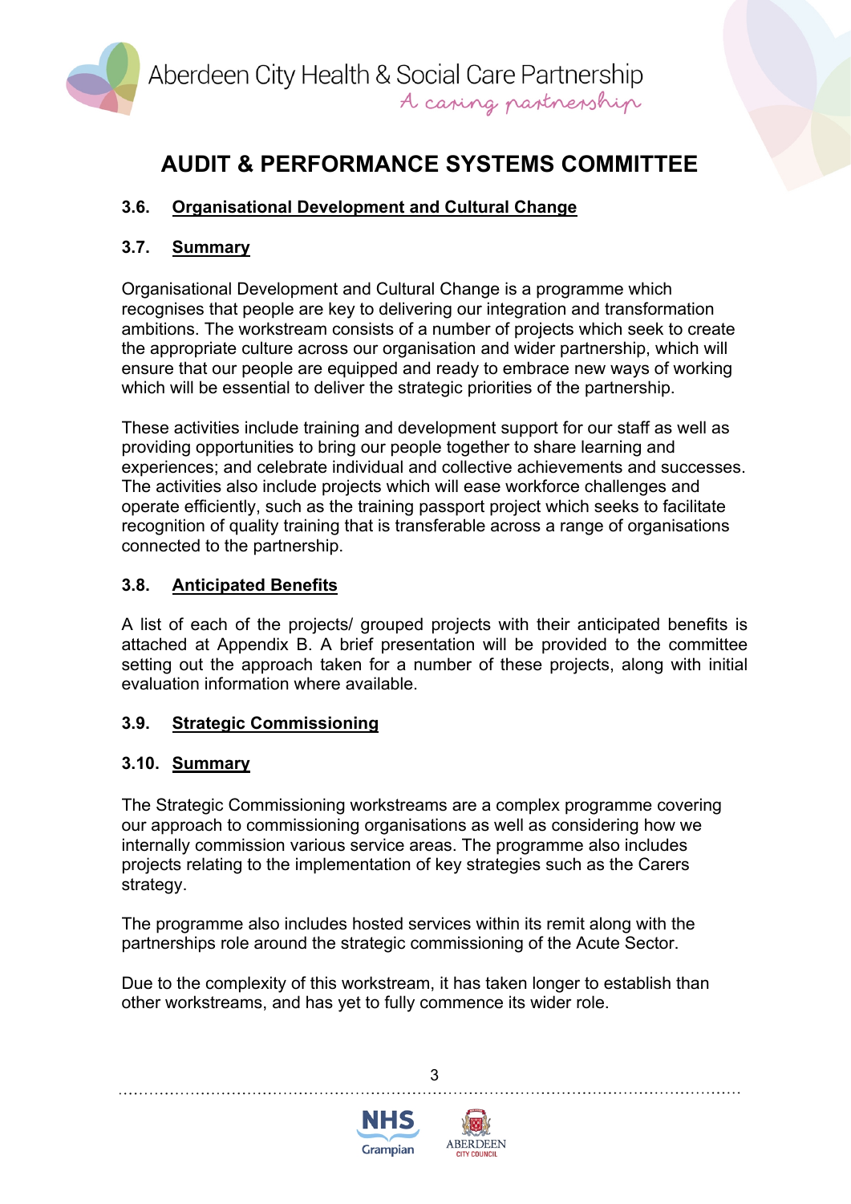# AUDIT & PERFORMANCE SYSTEMS COMMITTEE

## 3.6. Organisational Development and Cultural Change

## 3.7. Summary

Organisational Development and Cultural Change is a programme which recognises that people are key to delivering our integration and transformation ambitions. The workstream consists of a number of projects which seek to create the appropriate culture across our organisation and wider partnership, which will ensure that our people are equipped and ready to embrace new ways of working which will be essential to deliver the strategic priorities of the partnership.

These activities include training and development support for our staff as well as providing opportunities to bring our people together to share learning and experiences; and celebrate individual and collective achievements and successes. The activities also include projects which will ease workforce challenges and operate efficiently, such as the training passport project which seeks to facilitate recognition of quality training that is transferable across a range of organisations connected to the partnership.

## 3.8. Anticipated Benefits

A list of each of the projects/ grouped projects with their anticipated benefits is attached at Appendix B. A brief presentation will be provided to the committee setting out the approach taken for a number of these projects, along with initial evaluation information where available.

## 3.9. Strategic Commissioning

## 3.10. Summary

The Strategic Commissioning workstreams are a complex programme covering our approach to commissioning organisations as well as considering how we internally commission various service areas. The programme also includes projects relating to the implementation of key strategies such as the Carers strategy.

The programme also includes hosted services within its remit along with the partnerships role around the strategic commissioning of the Acute Sector.

Due to the complexity of this workstream, it has taken longer to establish than other workstreams, and has yet to fully commence its wider role.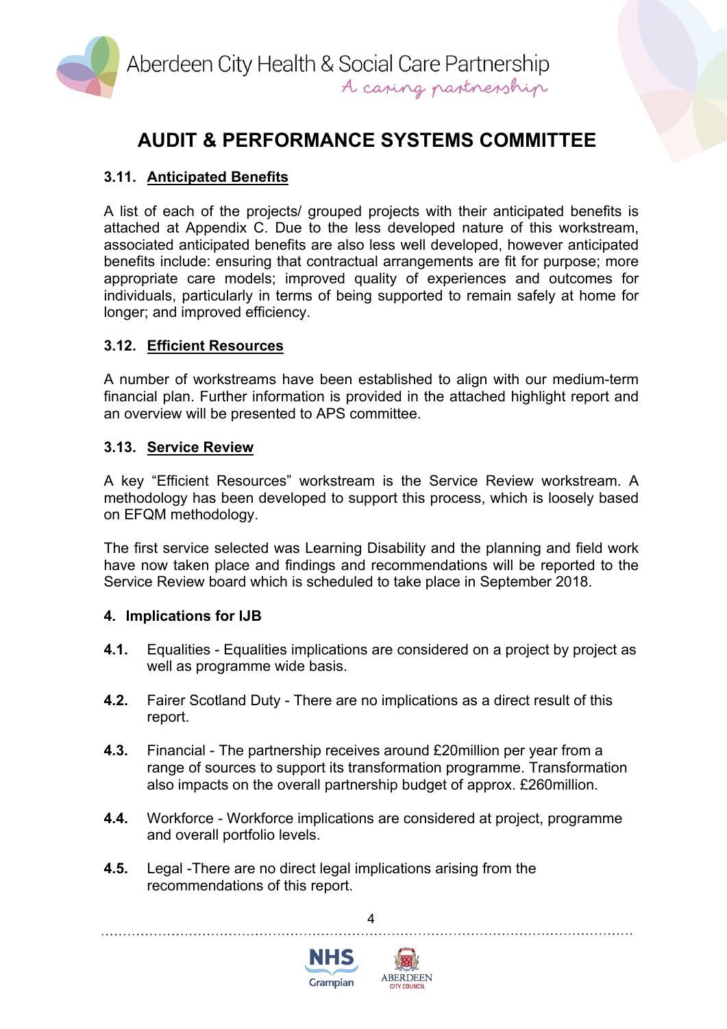# AUDIT & PERFORMANCE SYSTEMS COMMITTEE

### 3.11. Anticipated Benefits

A list of each of the projects/ grouped projects with their anticipated benefits is attached at Appendix C. Due to the less developed nature of this workstream, associated anticipated benefits are also less well developed, however anticipated benefits include: ensuring that contractual arrangements are fit for purpose; more appropriate care models; improved quality of experiences and outcomes for individuals, particularly in terms of being supported to remain safely at home for longer; and improved efficiency.

### 3.12. Efficient Resources

A number of workstreams have been established to align with our medium-term financial plan. Further information is provided in the attached highlight report and an overview will be presented to APS committee.

### 3.13. Service Review

A key "Efficient Resources" workstream is the Service Review workstream. A methodology has been developed to support this process, which is loosely based on EFQM methodology.

The first service selected was Learning Disability and the planning and field work have now taken place and findings and recommendations will be reported to the Service Review board which is scheduled to take place in September 2018.

## 4. Implications for IJB

**4.1.** Equalities - Equalities implications are considered on a project by project as well as programme wide basis.

**4.2.** Fairer Scotland Duty - There are no implications as a direct result of this report.

**4.3.** Financial - The partnership receives around £20million per year from a range of sources to support its transformation programme. Transformation also impacts on the overall partnership budget of approx. £260million.

**4.4.** Workforce - Workforce implications are considered at project, programme and overall portfolio levels.

**4.5.** Legal -There are no direct legal implications arising from the recommendations of this report.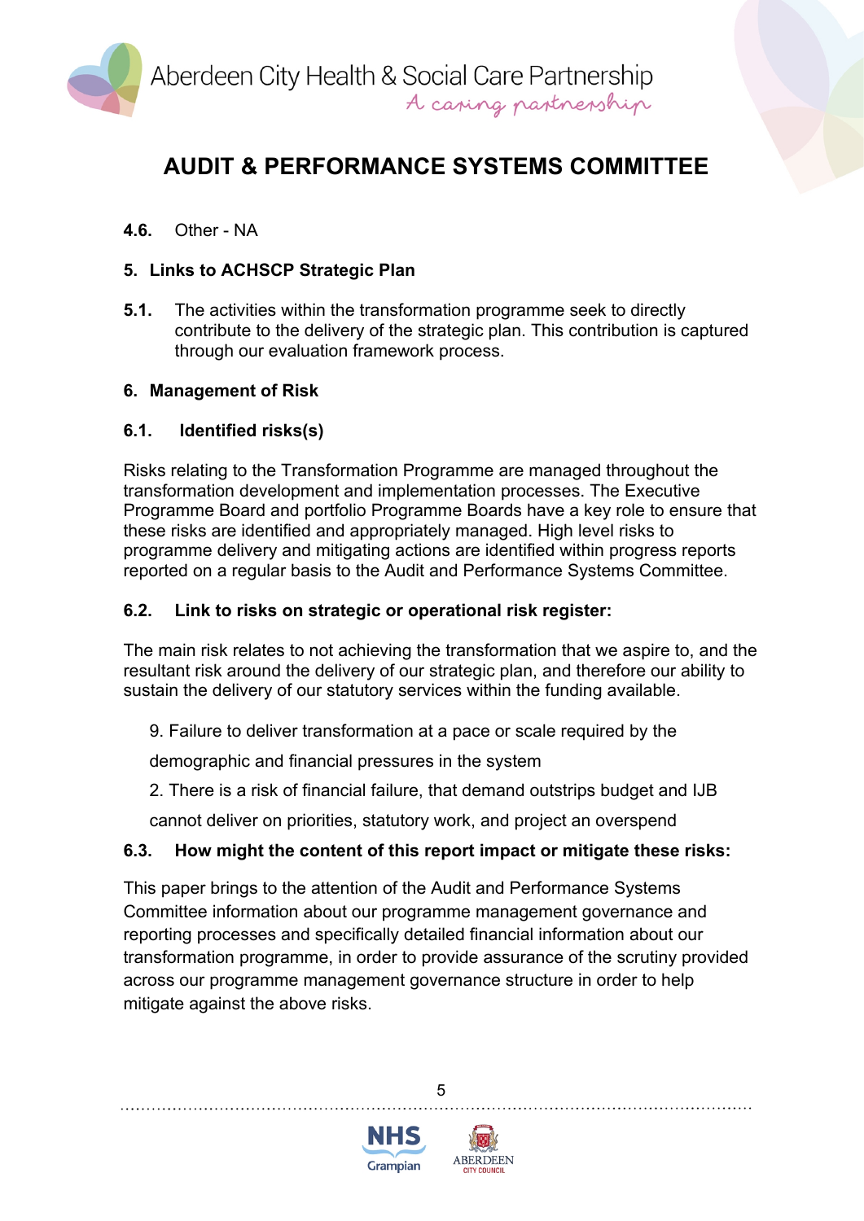**4.6.** Other - NA

## 5. Links to ACHSCP Strategic Plan

**5.1.** The activities within the transformation programme seek to directly contribute to the delivery of the strategic plan. This contribution is captured through our evaluation framework process.

## 6. Management of Risk

### 6.1. Identified risks(s)

Risks relating to the Transformation Programme are managed throughout the transformation development and implementation processes. The Executive Programme Board and portfolio Programme Boards have a key role to ensure that these risks are identified and appropriately managed. High level risks to programme delivery and mitigating actions are identified within progress reports reported on a regular basis to the Audit and Performance Systems Committee.

### 6.2. Link to risks on strategic or operational risk register:

The main risk relates to not achieving the transformation that we aspire to, and the resultant risk around the delivery of our strategic plan, and therefore our ability to sustain the delivery of our statutory services within the funding available.

9. Failure to deliver transformation at a pace or scale required by the demographic and financial pressures in the system

2. There is a risk of financial failure, that demand outstrips budget and IJB cannot deliver on priorities, statutory work, and project an overspend

### 6.3. How might the content of this report impact or mitigate these risks:

This paper brings to the attention of the Audit and Performance Systems Committee information about our programme management governance and reporting processes and specifically detailed financial information about our transformation programme, in order to provide assurance of the scrutiny provided across our programme management governance structure in order to help mitigate against the above risks.